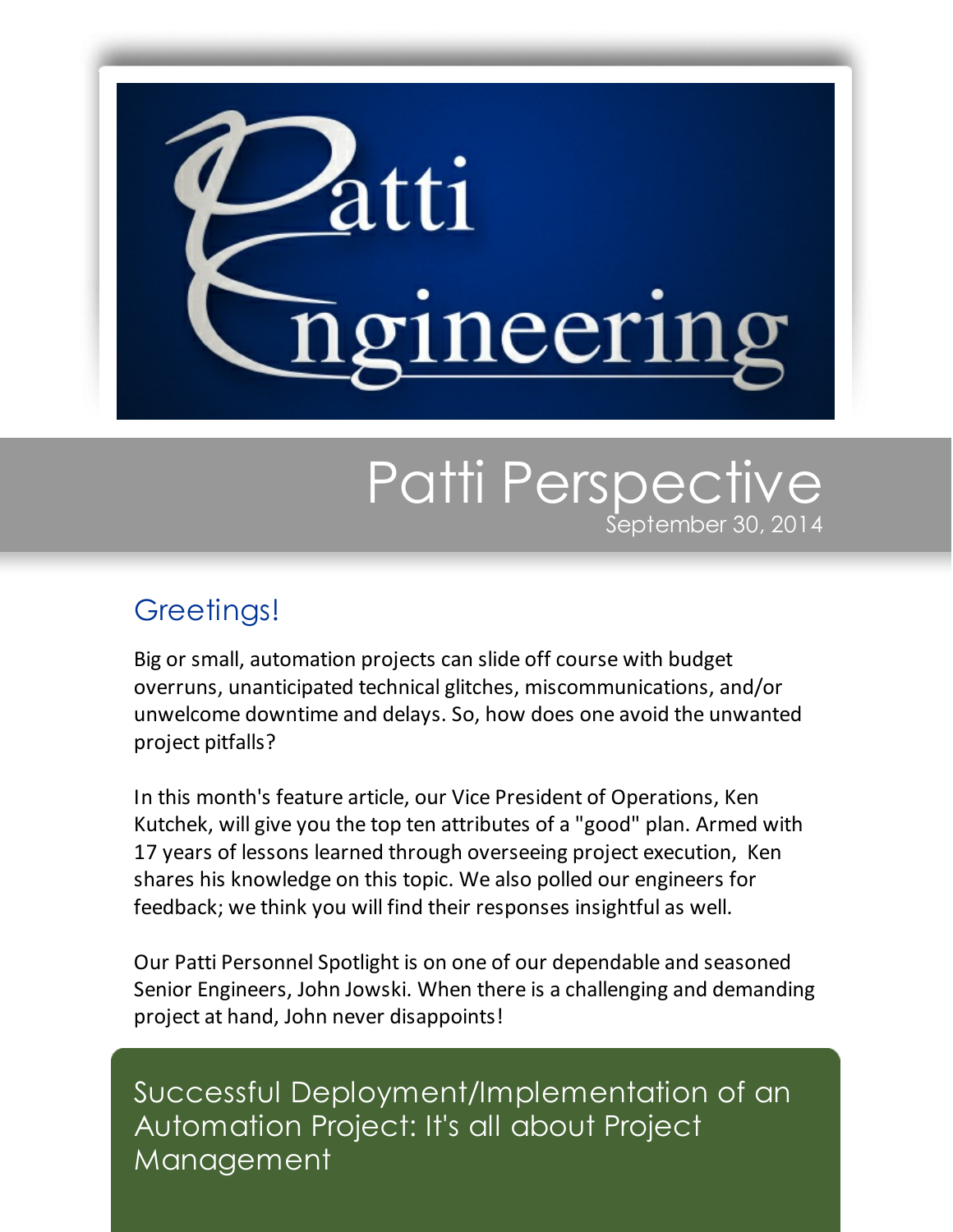# Patti Engineering

## Patti Perspective

September 30, 2014

### Greetings!

Big or small, automation projects can slide off course with budget overruns, unanticipated technical glitches, miscommunications, and/or unwelcome downtime and delays. So, how does one avoid the unwanted project pitfalls?

In this month's feature article, our Vice President of Operations, Ken Kutchek, will give you the top ten attributes of a "good" plan. Armed with 17 years of lessons learned through overseeing project execution, Ken shares his knowledge on this topic. We also polled our engineers for feedback; we think you will find their responses insightful as well.

Our Patti Personnel Spotlight is on one of our dependable and seasoned Senior Engineers, John Jowski. When there is a challenging and demanding project at hand, John never disappoints!

## Successful Deployment/Implementation of an Automation Project: It's all about Project Management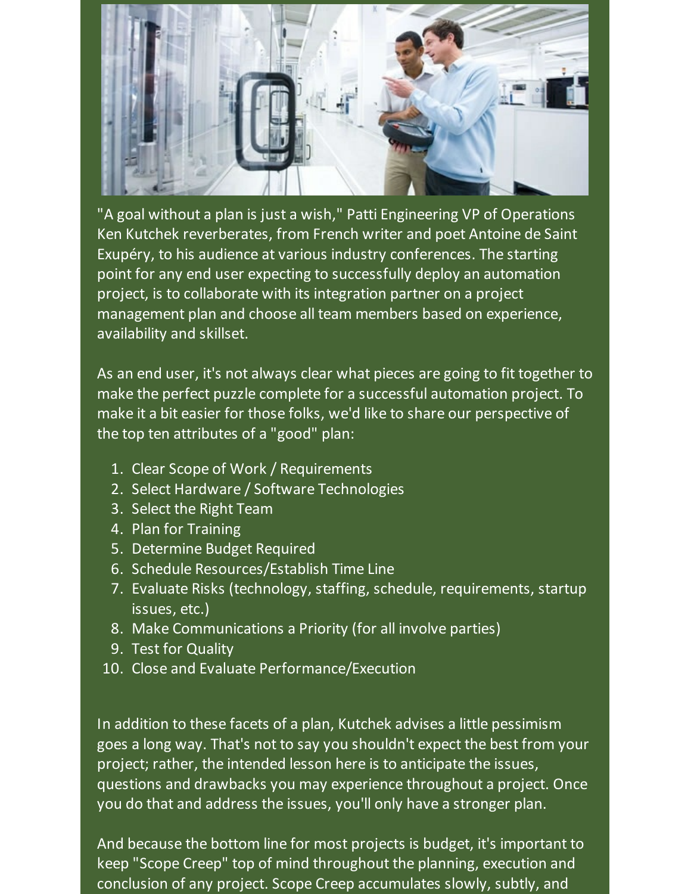"A goal without a plan is just a wish," Patti Engineering VP of Operations Ken Kutchek reverberates, from French writer and poet Antoine de Saint Exupéry, to his audience at various industry conferences. The starting point for any end user expecting to successfully deploy an automation project, is to collaborate with its integration partner on a project management plan and choose all team members based on experience, availability and skillset.

As an end user, it's not always clear what pieces are going to fit together to make the perfect puzzle complete for a successful automation project. To make it a bit easier for those folks, we'd like to share our perspective of the top ten attributes of a "good" plan:

1. Clear Scope of Work / Requirements
2. Select Hardware / Software Technologies
3. Select the Right Team
4. Plan for Training
5. Determine Budget Required
6. Schedule Resources/Establish Time Line
7. Evaluate Risks (technology, staffing, schedule, requirements, startup issues, etc.)
8. Make Communications a Priority (for all involve parties)
9. Test for Quality
10. Close and Evaluate Performance/Execution

In addition to these facets of a plan, Kutchek advises a little pessimism goes a long way. That's not to say you shouldn't expect the best from your project; rather, the intended lesson here is to anticipate the issues, questions and drawbacks you may experience throughout a project. Once you do that and address the issues, you'll only have a stronger plan.

And because the bottom line for most projects is budget, it's important to keep "Scope Creep" top of mind throughout the planning, execution and conclusion of any project. Scope Creep accumulates slowly, subtly, and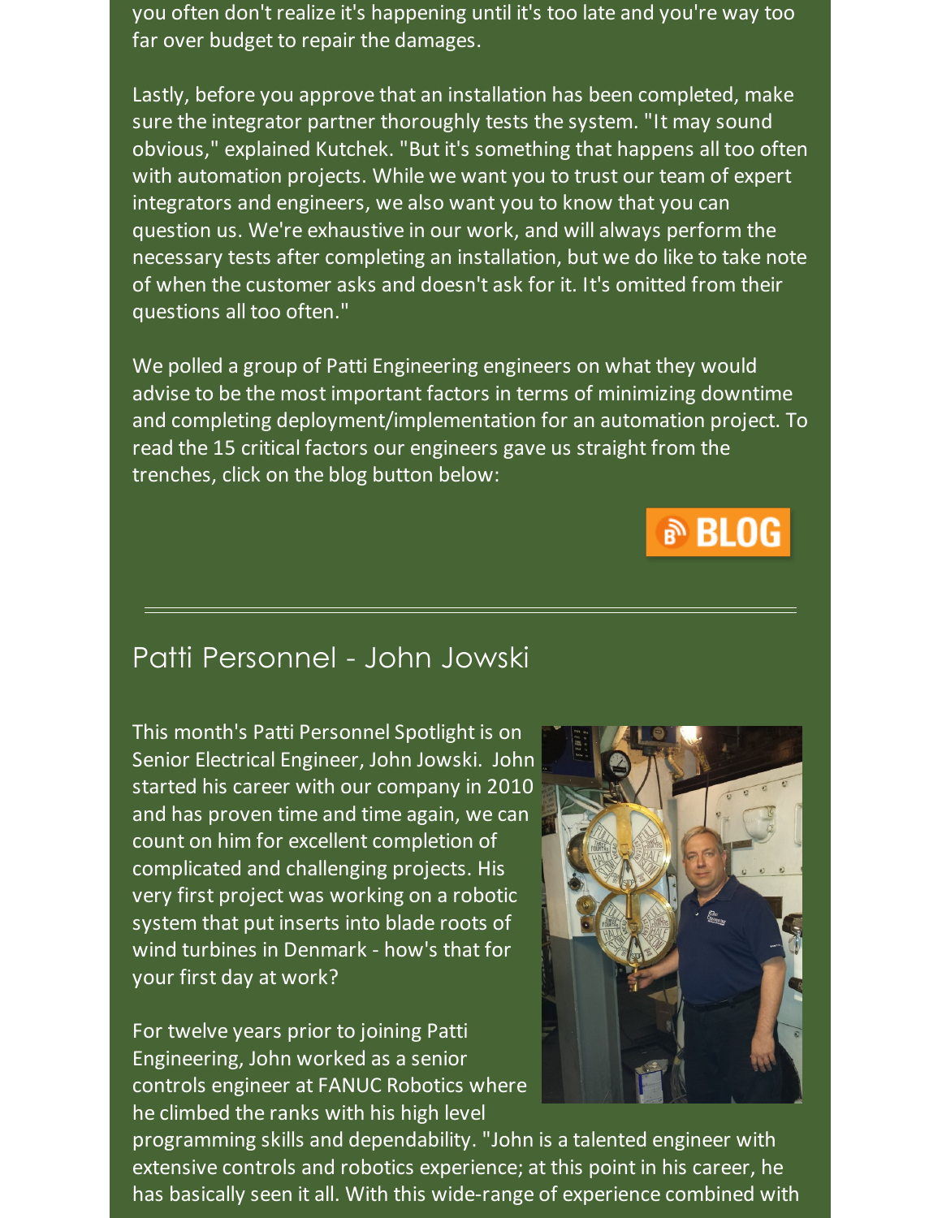you often don't realize it's happening until it's too late and you're way too far over budget to repair the damages.

Lastly, before you approve that an installation has been completed, make sure the integrator partner thoroughly tests the system. "It may sound obvious," explained Kutchek. "But it's something that happens all too often with automation projects. While we want you to trust our team of expert integrators and engineers, we also want you to know that you can question us. We're exhaustive in our work, and will always perform the necessary tests after completing an installation, but we do like to take note of when the customer asks and doesn't ask for it. It's omitted from their questions all too often."

We polled a group of Patti Engineering engineers on what they would advise to be the most important factors in terms of minimizing downtime and completing deployment/implementation for an automation project. To read the 15 critical factors our engineers gave us straight from the trenches, click on the blog button below:

BLOG

---

## Patti Personnel - John Jowski

This month's Patti Personnel Spotlight is on Senior Electrical Engineer, John Jowski. John started his career with our company in 2010 and has proven time and time again, we can count on him for excellent completion of complicated and challenging projects. His very first project was working on a robotic system that put inserts into blade roots of wind turbines in Denmark - how's that for your first day at work?

For twelve years prior to joining Patti Engineering, John worked as a senior controls engineer at FANUC Robotics where he climbed the ranks with his high level programming skills and dependability. "John is a talented engineer with extensive controls and robotics experience; at this point in his career, he has basically seen it all. With this wide-range of experience combined with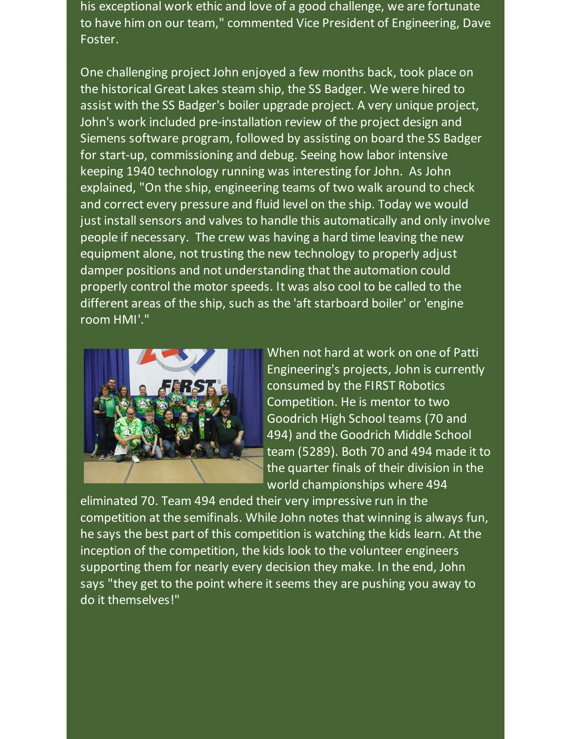his exceptional work ethic and love of a good challenge, we are fortunate to have him on our team," commented Vice President of Engineering, Dave Foster.

One challenging project John enjoyed a few months back, took place on the historical Great Lakes steam ship, the SS Badger. We were hired to assist with the SS Badger's boiler upgrade project. A very unique project, John's work included pre-installation review of the project design and Siemens software program, followed by assisting on board the SS Badger for start-up, commissioning and debug. Seeing how labor intensive keeping 1940 technology running was interesting for John. As John explained, "On the ship, engineering teams of two walk around to check and correct every pressure and fluid level on the ship. Today we would just install sensors and valves to handle this automatically and only involve people if necessary. The crew was having a hard time leaving the new equipment alone, not trusting the new technology to properly adjust damper positions and not understanding that the automation could properly control the motor speeds. It was also cool to be called to the different areas of the ship, such as the 'aft starboard boiler' or 'engine room HMI'."

When not hard at work on one of Patti Engineering's projects, John is currently consumed by the FIRST Robotics Competition. He is mentor to two Goodrich High School teams (70 and 494) and the Goodrich Middle School team (5289). Both 70 and 494 made it to the quarter finals of their division in the world championships where 494 eliminated 70. Team 494 ended their very impressive run in the competition at the semifinals. While John notes that winning is always fun, he says the best part of this competition is watching the kids learn. At the inception of the competition, the kids look to the volunteer engineers supporting them for nearly every decision they make. In the end, John says "they get to the point where it seems they are pushing you away to do it themselves!"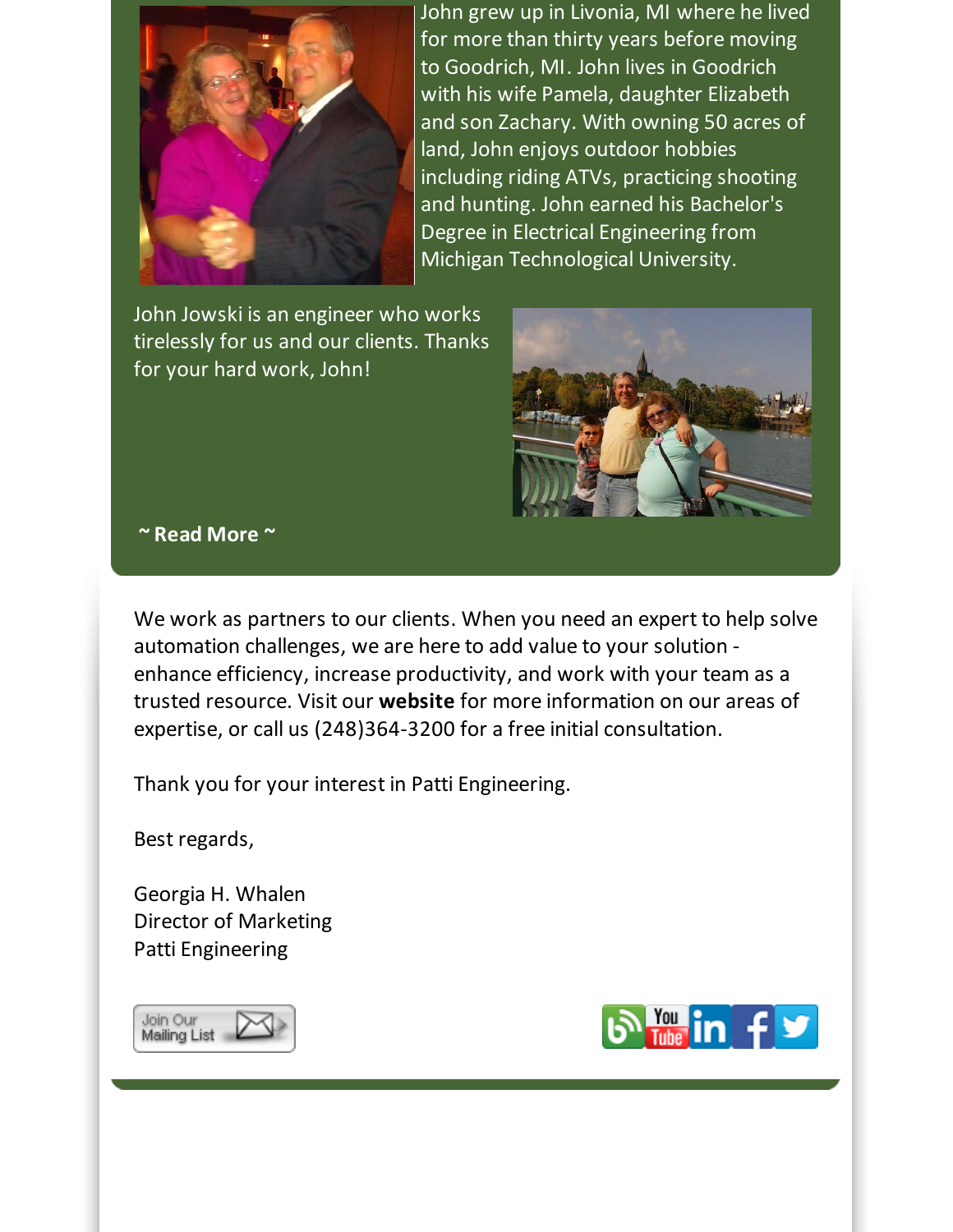John grew up in Livonia, MI where he lived for more than thirty years before moving to Goodrich, MI. John lives in Goodrich with his wife Pamela, daughter Elizabeth and son Zachary. With owning 50 acres of land, John enjoys outdoor hobbies including riding ATVs, practicing shooting and hunting. John earned his Bachelor's Degree in Electrical Engineering from Michigan Technological University.

John Jowski is an engineer who works tirelessly for us and our clients. Thanks for your hard work, John!

**~ Read More ~**

We work as partners to our clients. When you need an expert to help solve automation challenges, we are here to add value to your solution - enhance efficiency, increase productivity, and work with your team as a trusted resource. Visit our **website** for more information on our areas of expertise, or call us (248)364-3200 for a free initial consultation.

Thank you for your interest in Patti Engineering.

Best regards,

Georgia H. Whalen
Director of Marketing
Patti Engineering

Join Our Mailing List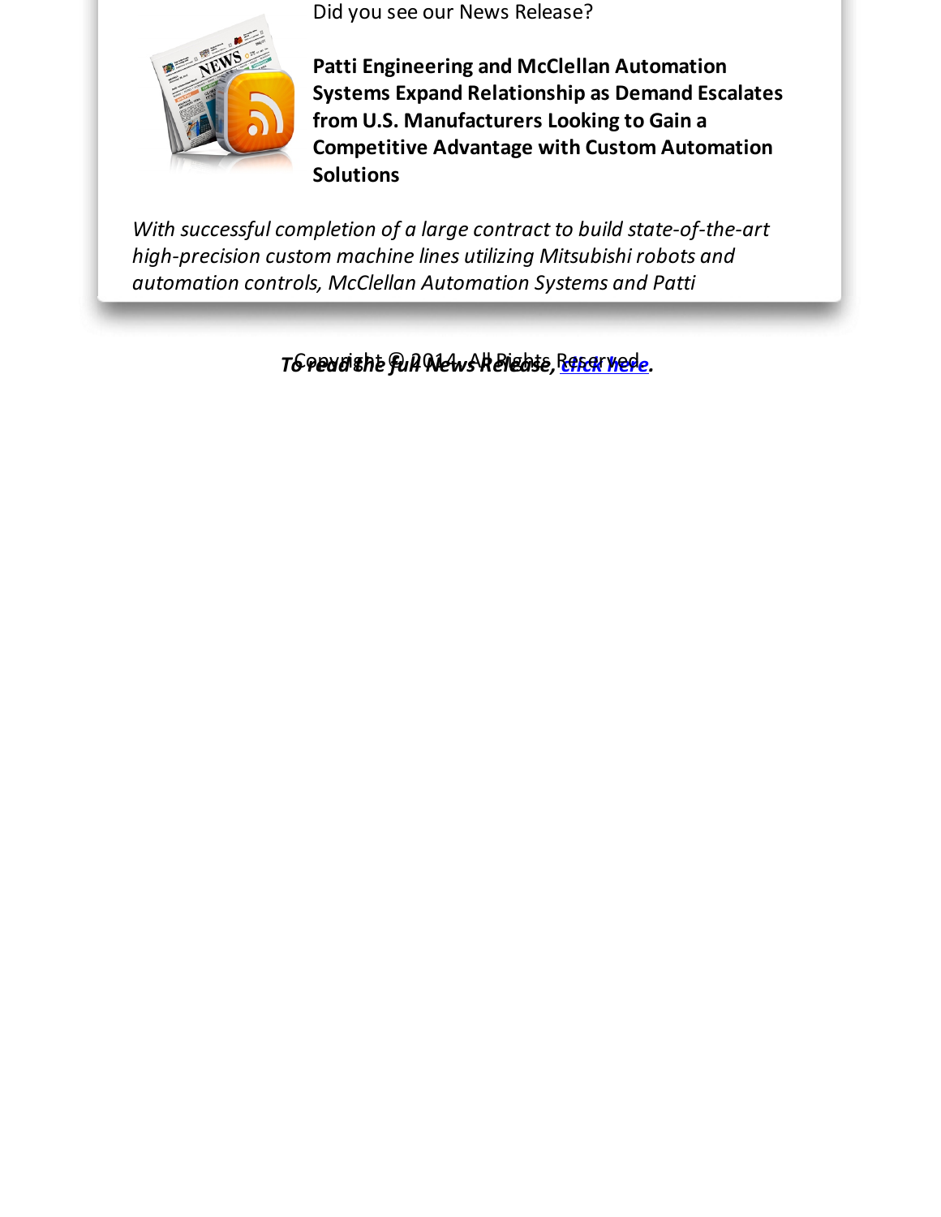Did you see our News Release?

**Patti Engineering and McClellan Automation Systems Expand Relationship as Demand Escalates from U.S. Manufacturers Looking to Gain a Competitive Advantage with Custom Automation Solutions**

*With successful completion of a large contract to build state-of-the-art high-precision custom machine lines utilizing Mitsubishi robots and automation controls, McClellan Automation Systems and Patti*

***To read the full News Release, click here.***

Copyright © 2014. All Rights Reserved.